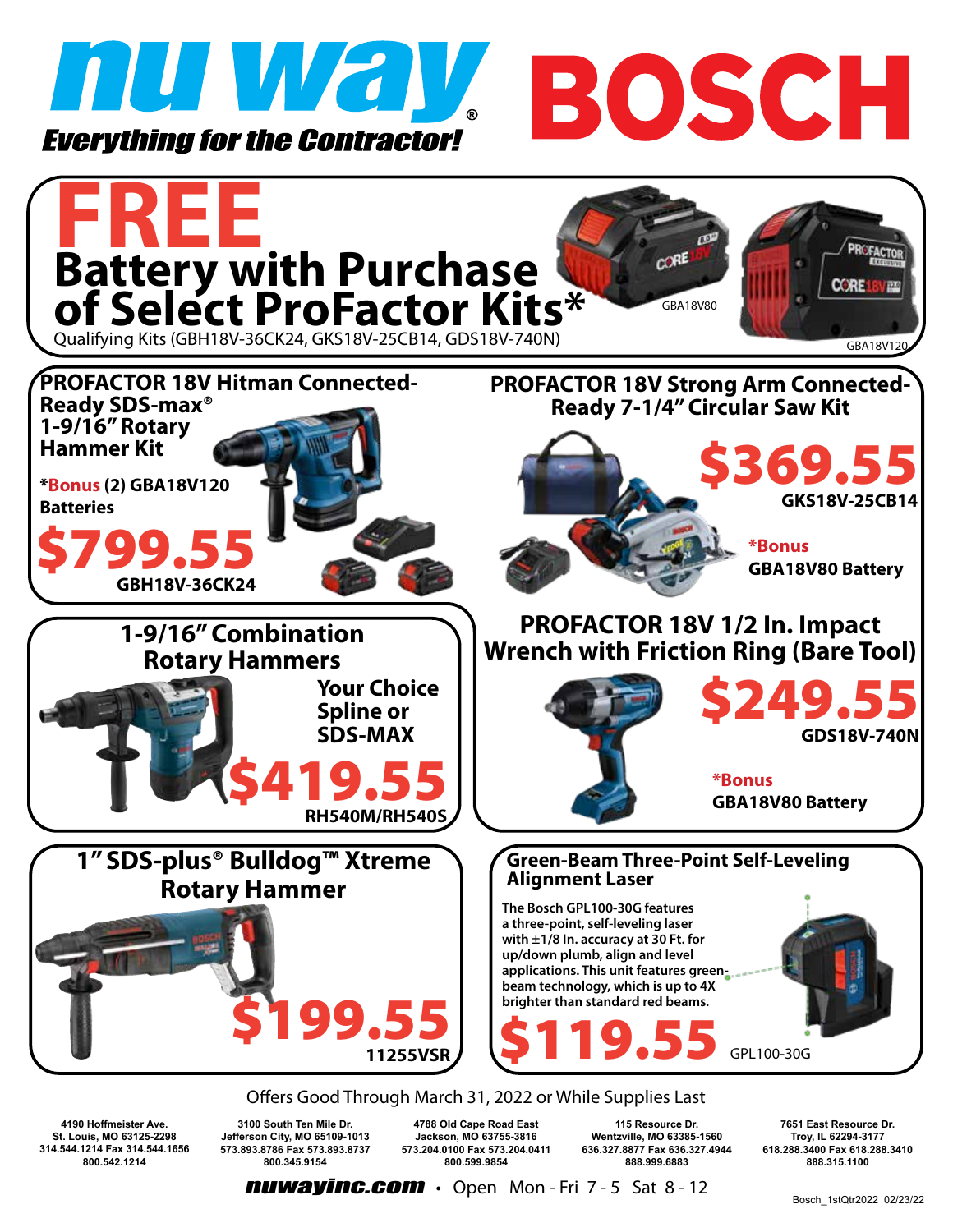# nu way

*Everything for the Contractor!*

# BOSCH

## FREE Battery with Purchase of Select ProFactor Kits*

Qualifying Kits (GBH18V-36CK24, GKS18V-25CB14, GDS18V-740N)

GBA18V80

GBA18V120

### PROFACTOR 18V Hitman Connected-Ready SDS-max® 1-9/16" Rotary Hammer Kit

***Bonus** (2) GBA18V120 Batteries

**$799.55**

GBH18V-36CK24

### PROFACTOR 18V Strong Arm Connected-Ready 7-1/4" Circular Saw Kit

**$369.55**

GKS18V-25CB14

***Bonus**
**GBA18V80 Battery**

### 1-9/16" Combination Rotary Hammers

**Your Choice Spline or SDS-MAX**

**$419.55**

RH540M/RH540S

### PROFACTOR 18V 1/2 In. Impact Wrench with Friction Ring (Bare Tool)

**$249.55**

GDS18V-740N

***Bonus**
**GBA18V80 Battery**

### 1" SDS-plus® Bulldog™ Xtreme Rotary Hammer

**$199.55**

11255VSR

### Green-Beam Three-Point Self-Leveling Alignment Laser

The Bosch GPL100-30G features a three-point, self-leveling laser with ±1/8 In. accuracy at 30 Ft. for up/down plumb, align and level applications. This unit features green-beam technology, which is up to 4X brighter than standard red beams.

**$119.55**

GPL100-30G

Offers Good Through March 31, 2022 or While Supplies Last

| | | | | |
|---|---|---|---|---|
| 4190 Hoffmeister Ave.<br>St. Louis, MO 63125-2298<br>314.544.1214 Fax 314.544.1656<br>800.542.1214 | 3100 South Ten Mile Dr.<br>Jefferson City, MO 65109-1013<br>573.893.8786 Fax 573.893.8737<br>800.345.9154 | 4788 Old Cape Road East<br>Jackson, MO 63755-3816<br>573.204.0100 Fax 573.204.0411<br>800.599.9854 | 115 Resource Dr.<br>Wentzville, MO 63385-1560<br>636.327.8877 Fax 636.327.4944<br>888.999.6883 | 7651 East Resource Dr.<br>Troy, IL 62294-3177<br>618.288.3400 Fax 618.288.3410<br>888.315.1100 |

**nuwayinc.com** • Open Mon - Fri 7 - 5 Sat 8 - 12

Bosch_1stQtr2022 02/23/22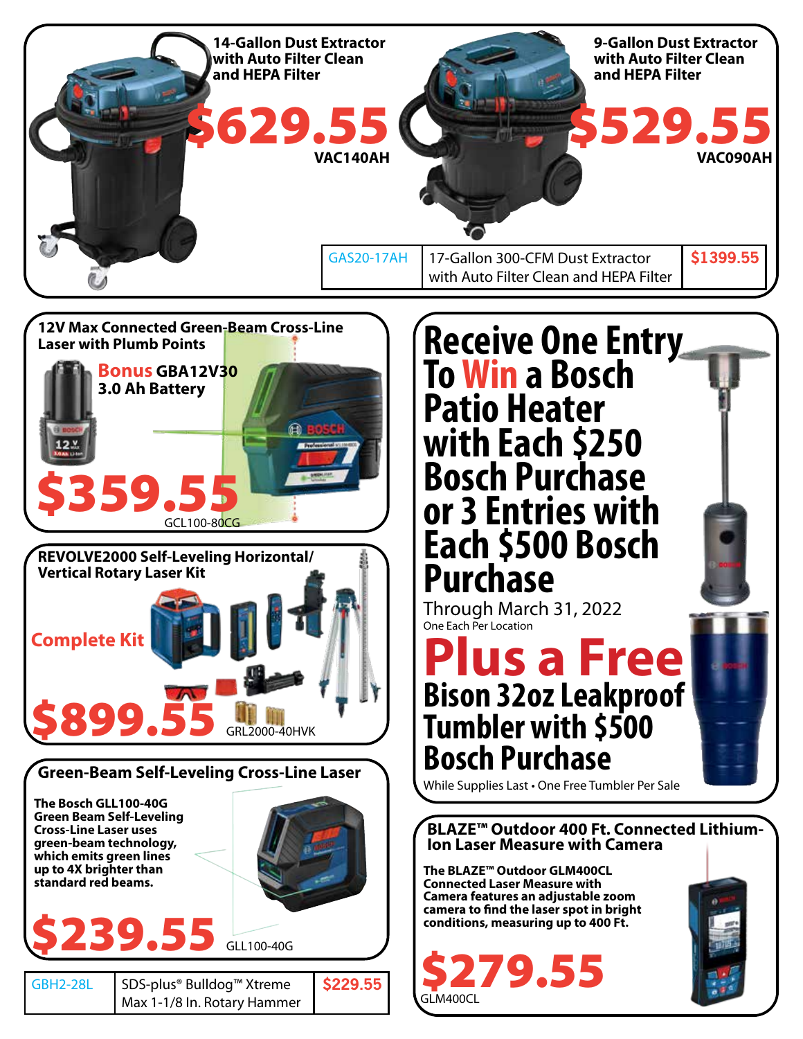## 14-Gallon Dust Extractor with Auto Filter Clean and HEPA Filter

**$629.55**

VAC140AH

## 9-Gallon Dust Extractor with Auto Filter Clean and HEPA Filter

**$529.55**

VAC090AH

| | | |
|---|---|---|
| GAS20-17AH | 17-Gallon 300-CFM Dust Extractor with Auto Filter Clean and HEPA Filter | $1399.55 |

## 12V Max Connected Green-Beam Cross-Line Laser with Plumb Points

**Bonus GBA12V30 3.0 Ah Battery**

**$359.55**

GCL100-80CG

## REVOLVE2000 Self-Leveling Horizontal/ Vertical Rotary Laser Kit

**Complete Kit**

**$899.55**

GRL2000-40HVK

## Green-Beam Self-Leveling Cross-Line Laser

**The Bosch GLL100-40G Green Beam Self-Leveling Cross-Line Laser uses green-beam technology, which emits green lines up to 4X brighter than standard red beams.**

**$239.55**

GLL100-40G

| | | |
|---|---|---|
| GBH2-28L | SDS-plus® Bulldog™ Xtreme Max 1-1/8 In. Rotary Hammer | $229.55 |

# Receive One Entry To Win a Bosch Patio Heater with Each $250 Bosch Purchase or 3 Entries with Each $500 Bosch Purchase

Through March 31, 2022

One Each Per Location

# Plus a Free Bison 32oz Leakproof Tumbler with $500 Bosch Purchase

While Supplies Last • One Free Tumbler Per Sale

## BLAZE™ Outdoor 400 Ft. Connected Lithium-Ion Laser Measure with Camera

**The BLAZE™ Outdoor GLM400CL Connected Laser Measure with Camera features an adjustable zoom camera to find the laser spot in bright conditions, measuring up to 400 Ft.**

**$279.55**

GLM400CL